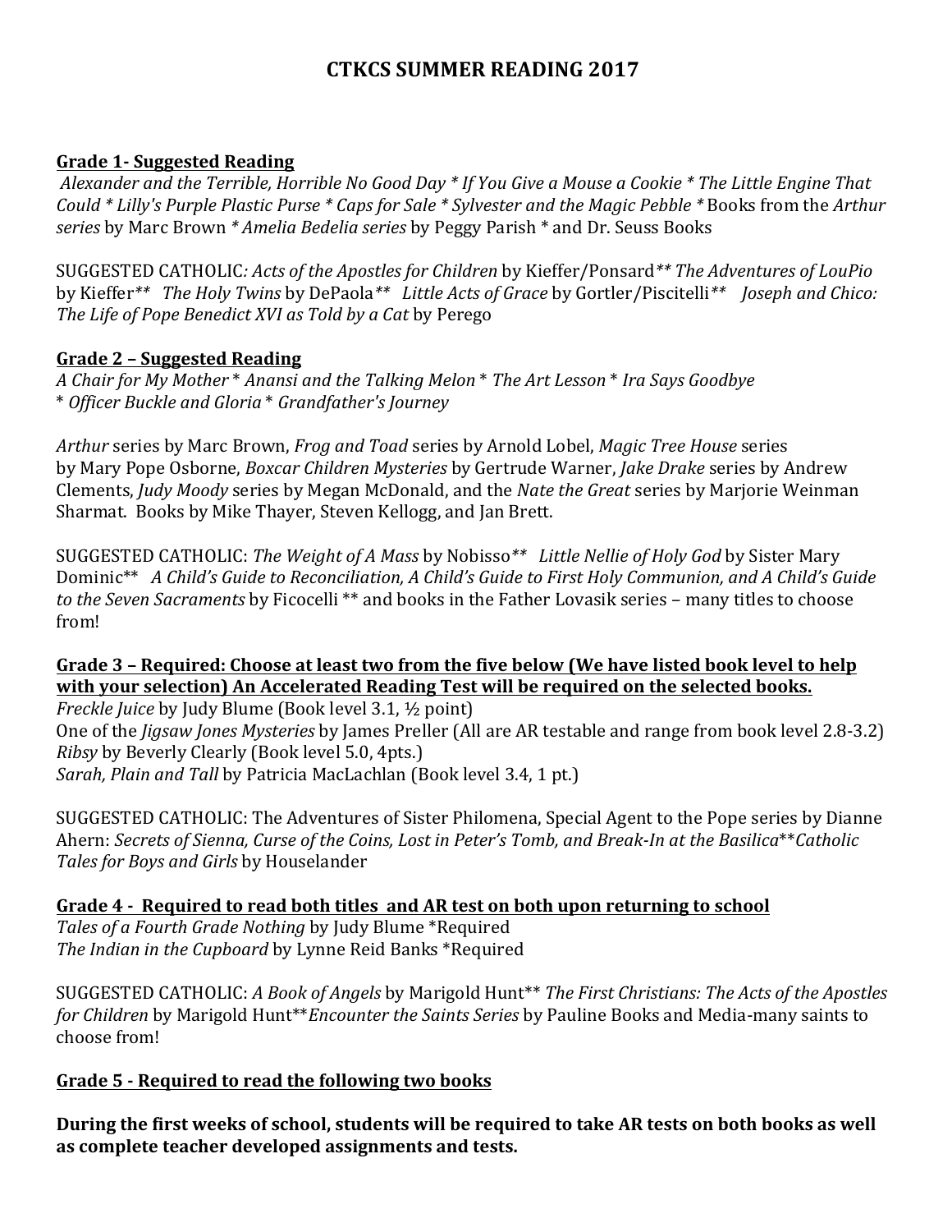# CTKCS SUMMER READING 2017

## Grade 1- Suggested Reading

*Alexander and the Terrible, Horrible No Good Day * If You Give a Mouse a Cookie * The Little Engine That Could * Lilly's Purple Plastic Purse * Caps for Sale * Sylvester and the Magic Pebble* * Books from the *Arthur series* by Marc Brown * *Amelia Bedelia series* by Peggy Parish * and Dr. Seuss Books

SUGGESTED CATHOLIC: *Acts of the Apostles for Children* by Kieffer/Ponsard** *The Adventures of LouPio* by Kieffer** *The Holy Twins* by DePaola** *Little Acts of Grace* by Gortler/Piscitelli** *Joseph and Chico: The Life of Pope Benedict XVI as Told by a Cat* by Perego

## Grade 2 – Suggested Reading

*A Chair for My Mother* * *Anansi and the Talking Melon* * *The Art Lesson* * *Ira Says Goodbye* * *Officer Buckle and Gloria* * *Grandfather's Journey*

*Arthur* series by Marc Brown, *Frog and Toad* series by Arnold Lobel, *Magic Tree House* series by Mary Pope Osborne, *Boxcar Children Mysteries* by Gertrude Warner, *Jake Drake* series by Andrew Clements, *Judy Moody* series by Megan McDonald, and the *Nate the Great* series by Marjorie Weinman Sharmat. Books by Mike Thayer, Steven Kellogg, and Jan Brett.

SUGGESTED CATHOLIC: *The Weight of A Mass* by Nobisso** *Little Nellie of Holy God* by Sister Mary Dominic** *A Child's Guide to Reconciliation, A Child's Guide to First Holy Communion, and A Child's Guide to the Seven Sacraments* by Ficocelli ** and books in the Father Lovasik series – many titles to choose from!

## Grade 3 – Required: Choose at least two from the five below (We have listed book level to help with your selection) An Accelerated Reading Test will be required on the selected books.

*Freckle Juice* by Judy Blume (Book level 3.1, ½ point)
One of the *Jigsaw Jones Mysteries* by James Preller (All are AR testable and range from book level 2.8-3.2)
*Ribsy* by Beverly Clearly (Book level 5.0, 4pts.)
*Sarah, Plain and Tall* by Patricia MacLachlan (Book level 3.4, 1 pt.)

SUGGESTED CATHOLIC: The Adventures of Sister Philomena, Special Agent to the Pope series by Dianne Ahern: *Secrets of Sienna, Curse of the Coins, Lost in Peter's Tomb, and Break-In at the Basilica*** *Catholic Tales for Boys and Girls* by Houselander

## Grade 4 - Required to read both titles and AR test on both upon returning to school

*Tales of a Fourth Grade Nothing* by Judy Blume *Required
*The Indian in the Cupboard* by Lynne Reid Banks *Required

SUGGESTED CATHOLIC: *A Book of Angels* by Marigold Hunt** *The First Christians: The Acts of the Apostles for Children* by Marigold Hunt** *Encounter the Saints Series* by Pauline Books and Media-many saints to choose from!

## Grade 5 - Required to read the following two books

**During the first weeks of school, students will be required to take AR tests on both books as well as complete teacher developed assignments and tests.**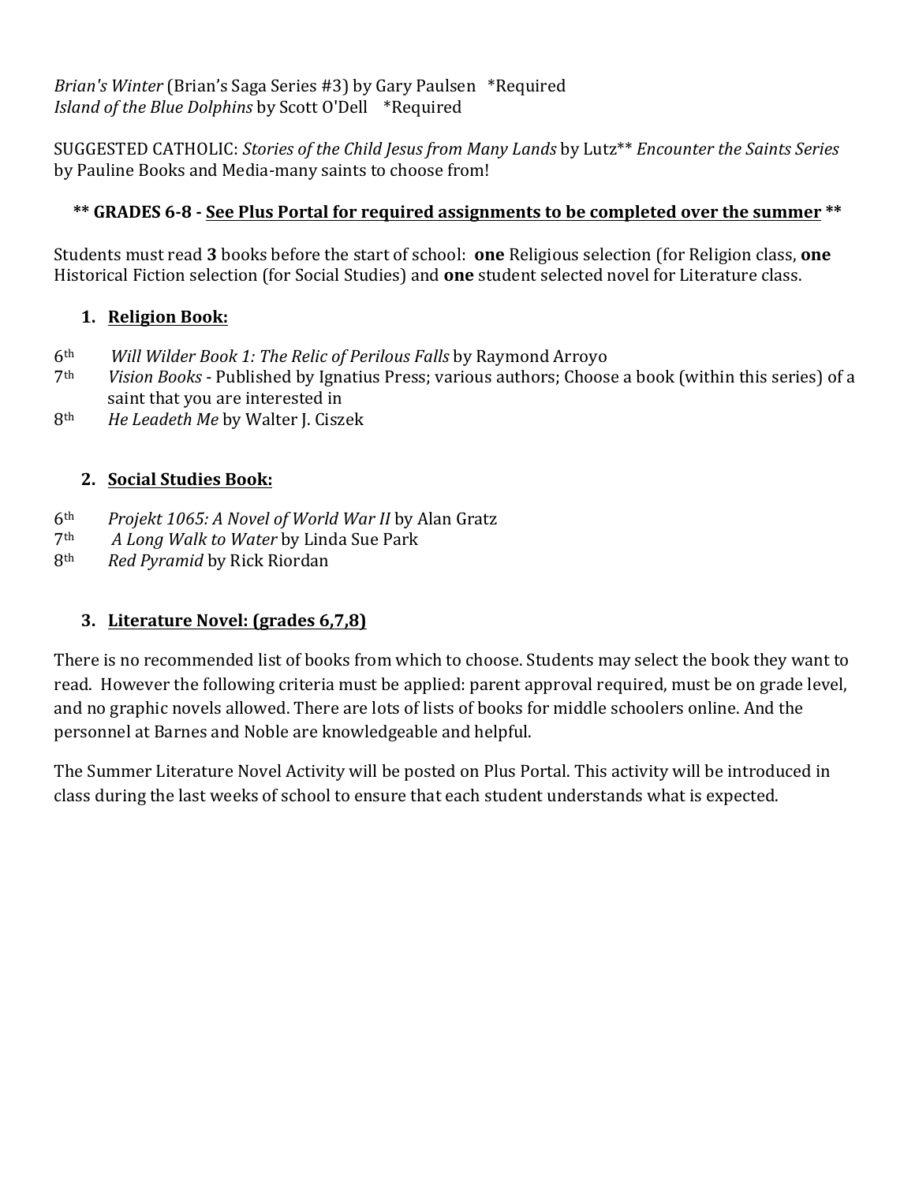*Brian's Winter* (Brian's Saga Series #3) by Gary Paulsen   *Required
*Island of the Blue Dolphins* by Scott O'Dell   *Required

SUGGESTED CATHOLIC: *Stories of the Child Jesus from Many Lands* by Lutz** *Encounter the Saints Series* by Pauline Books and Media-many saints to choose from!

**** GRADES 6-8 - <u>See Plus Portal for required assignments to be completed over the summer</u> ****

Students must read **3** books before the start of school: **one** Religious selection (for Religion class, **one** Historical Fiction selection (for Social Studies) and **one** student selected novel for Literature class.

1. **<u>Religion Book:</u>**

6th *Will Wilder Book 1: The Relic of Perilous Falls* by Raymond Arroyo
7th *Vision Books* - Published by Ignatius Press; various authors; Choose a book (within this series) of a saint that you are interested in
8th *He Leadeth Me* by Walter J. Ciszek

2. **<u>Social Studies Book:</u>**

6th *Projekt 1065: A Novel of World War II* by Alan Gratz
7th *A Long Walk to Water* by Linda Sue Park
8th *Red Pyramid* by Rick Riordan

3. **<u>Literature Novel: (grades 6,7,8)</u>**

There is no recommended list of books from which to choose. Students may select the book they want to read. However the following criteria must be applied: parent approval required, must be on grade level, and no graphic novels allowed. There are lots of lists of books for middle schoolers online. And the personnel at Barnes and Noble are knowledgeable and helpful.

The Summer Literature Novel Activity will be posted on Plus Portal. This activity will be introduced in class during the last weeks of school to ensure that each student understands what is expected.